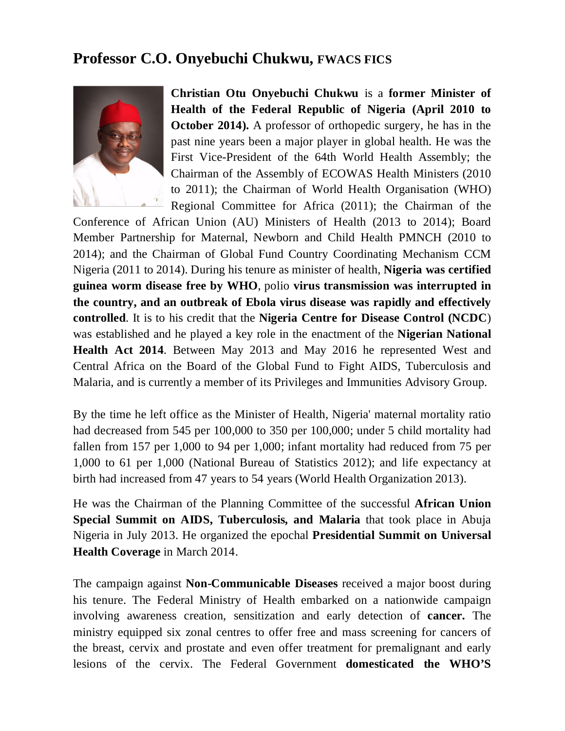# Professor C.O. Onyebuchi Chukwu, FWACS FICS

**Christian Otu Onyebuchi Chukwu** is a **former Minister of Health of the Federal Republic of Nigeria (April 2010 to October 2014).** A professor of orthopedic surgery, he has in the past nine years been a major player in global health. He was the First Vice-President of the 64th World Health Assembly; the Chairman of the Assembly of ECOWAS Health Ministers (2010 to 2011); the Chairman of World Health Organisation (WHO) Regional Committee for Africa (2011); the Chairman of the Conference of African Union (AU) Ministers of Health (2013 to 2014); Board Member Partnership for Maternal, Newborn and Child Health PMNCH (2010 to 2014); and the Chairman of Global Fund Country Coordinating Mechanism CCM Nigeria (2011 to 2014). During his tenure as minister of health, **Nigeria was certified guinea worm disease free by WHO**, polio **virus transmission was interrupted in the country, and an outbreak of Ebola virus disease was rapidly and effectively controlled**. It is to his credit that the **Nigeria Centre for Disease Control (NCDC**) was established and he played a key role in the enactment of the **Nigerian National Health Act 2014**. Between May 2013 and May 2016 he represented West and Central Africa on the Board of the Global Fund to Fight AIDS, Tuberculosis and Malaria, and is currently a member of its Privileges and Immunities Advisory Group.

By the time he left office as the Minister of Health, Nigeria' maternal mortality ratio had decreased from 545 per 100,000 to 350 per 100,000; under 5 child mortality had fallen from 157 per 1,000 to 94 per 1,000; infant mortality had reduced from 75 per 1,000 to 61 per 1,000 (National Bureau of Statistics 2012); and life expectancy at birth had increased from 47 years to 54 years (World Health Organization 2013).

He was the Chairman of the Planning Committee of the successful **African Union Special Summit on AIDS, Tuberculosis, and Malaria** that took place in Abuja Nigeria in July 2013. He organized the epochal **Presidential Summit on Universal Health Coverage** in March 2014.

The campaign against **Non-Communicable Diseases** received a major boost during his tenure. The Federal Ministry of Health embarked on a nationwide campaign involving awareness creation, sensitization and early detection of **cancer.** The ministry equipped six zonal centres to offer free and mass screening for cancers of the breast, cervix and prostate and even offer treatment for premalignant and early lesions of the cervix. The Federal Government **domesticated the WHO'S**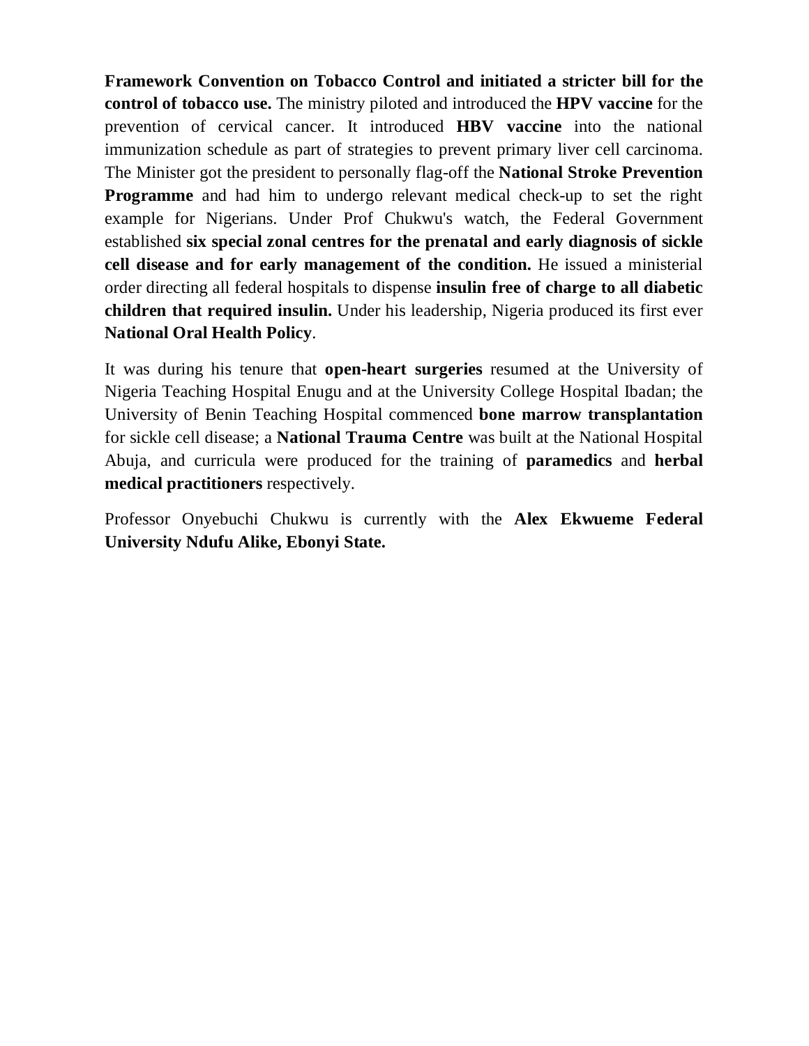**Framework Convention on Tobacco Control and initiated a stricter bill for the control of tobacco use.** The ministry piloted and introduced the **HPV vaccine** for the prevention of cervical cancer. It introduced **HBV vaccine** into the national immunization schedule as part of strategies to prevent primary liver cell carcinoma. The Minister got the president to personally flag-off the **National Stroke Prevention Programme** and had him to undergo relevant medical check-up to set the right example for Nigerians. Under Prof Chukwu's watch, the Federal Government established **six special zonal centres for the prenatal and early diagnosis of sickle cell disease and for early management of the condition.** He issued a ministerial order directing all federal hospitals to dispense **insulin free of charge to all diabetic children that required insulin.** Under his leadership, Nigeria produced its first ever **National Oral Health Policy**.

It was during his tenure that **open-heart surgeries** resumed at the University of Nigeria Teaching Hospital Enugu and at the University College Hospital Ibadan; the University of Benin Teaching Hospital commenced **bone marrow transplantation** for sickle cell disease; a **National Trauma Centre** was built at the National Hospital Abuja, and curricula were produced for the training of **paramedics** and **herbal medical practitioners** respectively.

Professor Onyebuchi Chukwu is currently with the **Alex Ekwueme Federal University Ndufu Alike, Ebonyi State.**